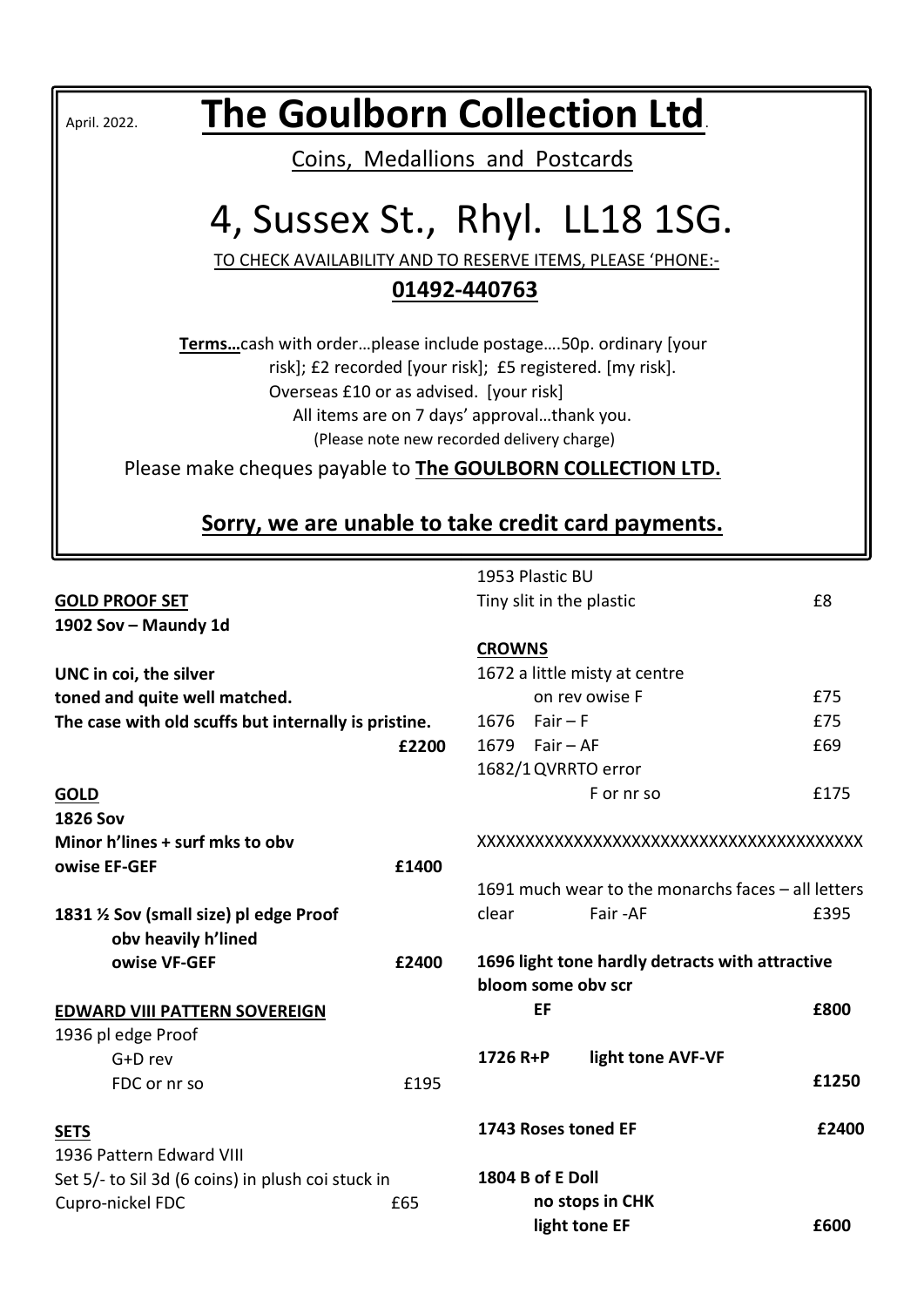April. 2022.

# The Goulborn Collection Ltd.

Coins, Medallions and Postcards

# 4, Sussex St., Rhyl. LL18 1SG.

TO CHECK AVAILABILITY AND TO RESERVE ITEMS, PLEASE 'PHONE:-

**01492-440763**

**Terms…**cash with order…please include postage….50p. ordinary [your risk]; £2 recorded [your risk]; £5 registered. [my risk]. Overseas £10 or as advised. [your risk]
All items are on 7 days' approval…thank you.
(Please note new recorded delivery charge)

Please make cheques payable to **The GOULBORN COLLECTION LTD.**

**Sorry, we are unable to take credit card payments.**

**GOLD PROOF SET**

**1902 Sov – Maundy 1d**

**UNC in coi, the silver toned and quite well matched. The case with old scuffs but internally is pristine.** **£2200**

**GOLD**

**1826 Sov**
**Minor h'lines + surf mks to obv owise EF-GEF** **£1400**

**1831 ½ Sov (small size) pl edge Proof obv heavily h'lined owise VF-GEF** **£2400**

**EDWARD VIII PATTERN SOVEREIGN**

1936 pl edge Proof
G+D rev
FDC or nr so £195

**SETS**

1936 Pattern Edward VIII
Set 5/- to Sil 3d (6 coins) in plush coi stuck in Cupro-nickel FDC £65

1953 Plastic BU
Tiny slit in the plastic £8

**CROWNS**

1672 a little misty at centre on rev owise F £75

1676 Fair – F £75

1679 Fair – AF £69

1682/1 QVRRTO error F or nr so £175

XXXXXXXXXXXXXXXXXXXXXXXXXXXXXXXXXXXXXX

1691 much wear to the monarchs faces – all letters clear Fair -AF £395

**1696 light tone hardly detracts with attractive bloom some obv scr EF** **£800**

**1726 R+P light tone AVF-VF** **£1250**

**1743 Roses toned EF** **£2400**

**1804 B of E Doll no stops in CHK light tone EF** **£600**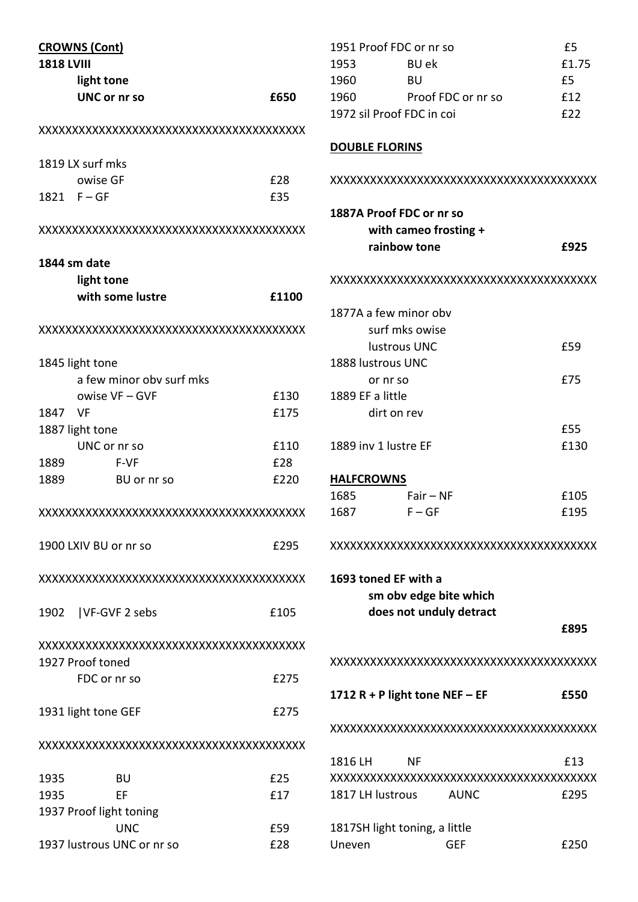**CROWNS (Cont)**

**1818 LVIII**
**light tone**
**UNC or nr so** **£650**

XXXXXXXXXXXXXXXXXXXXXXXXXXXXXXXXXXXXXX

1819 LX surf mks
owise GF £28
1821 F – GF £35

XXXXXXXXXXXXXXXXXXXXXXXXXXXXXXXXXXXXXX

**1844 sm date**
**light tone**
**with some lustre** **£1100**

XXXXXXXXXXXXXXXXXXXXXXXXXXXXXXXXXXXXXX

1845 light tone
a few minor obv surf mks
owise VF – GVF £130
1847 VF £175
1887 light tone
UNC or nr so £110
1889 F-VF £28
1889 BU or nr so £220

XXXXXXXXXXXXXXXXXXXXXXXXXXXXXXXXXXXXXX

1900 LXIV BU or nr so £295

XXXXXXXXXXXXXXXXXXXXXXXXXXXXXXXXXXXXXX

1902 |VF-GVF 2 sebs £105

XXXXXXXXXXXXXXXXXXXXXXXXXXXXXXXXXXXXXX

1927 Proof toned
FDC or nr so £275

1931 light tone GEF £275

XXXXXXXXXXXXXXXXXXXXXXXXXXXXXXXXXXXXXX

1935 BU £25
1935 EF £17
1937 Proof light toning
UNC £59
1937 lustrous UNC or nr so £28
1951 Proof FDC or nr so £5
1953 BU ek £1.75
1960 BU £5
1960 Proof FDC or nr so £12
1972 sil Proof FDC in coi £22

**DOUBLE FLORINS**

XXXXXXXXXXXXXXXXXXXXXXXXXXXXXXXXXXXXXX

**1887A Proof FDC or nr so**
**with cameo frosting +**
**rainbow tone** **£925**

XXXXXXXXXXXXXXXXXXXXXXXXXXXXXXXXXXXXXX

1877A a few minor obv
surf mks owise
lustrous UNC £59
1888 lustrous UNC
or nr so £75
1889 EF a little
dirt on rev
£55
1889 inv 1 lustre EF £130

**HALFCROWNS**

1685 Fair – NF £105
1687 F – GF £195

XXXXXXXXXXXXXXXXXXXXXXXXXXXXXXXXXXXXXX

**1693 toned EF with a**
**sm obv edge bite which**
**does not unduly detract**
**£895**

XXXXXXXXXXXXXXXXXXXXXXXXXXXXXXXXXXXXXX

**1712 R + P light tone NEF – EF** **£550**

XXXXXXXXXXXXXXXXXXXXXXXXXXXXXXXXXXXXXX

1816 LH NF £13
XXXXXXXXXXXXXXXXXXXXXXXXXXXXXXXXXXXXXX
1817 LH lustrous AUNC £295

1817SH light toning, a little
Uneven GEF £250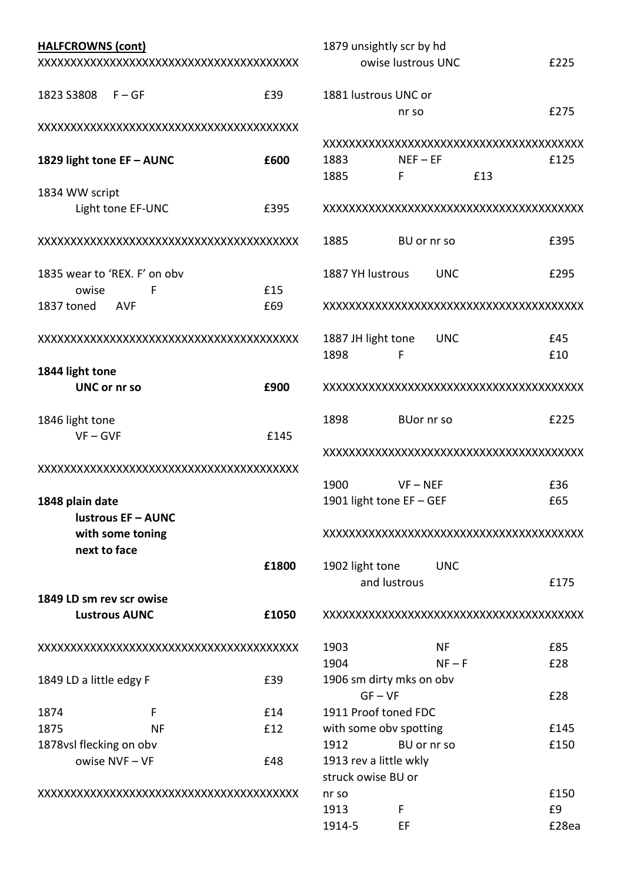**HALFCROWNS (cont)**

XXXXXXXXXXXXXXXXXXXXXXXXXXXXXXXXXXXXXXX

1823 S3808 F – GF £39

XXXXXXXXXXXXXXXXXXXXXXXXXXXXXXXXXXXXXXX

**1829 light tone EF – AUNC £600**

1834 WW script
Light tone EF-UNC £395

XXXXXXXXXXXXXXXXXXXXXXXXXXXXXXXXXXXXXXX

1835 wear to 'REX. F' on obv
owise F £15
1837 toned AVF £69

XXXXXXXXXXXXXXXXXXXXXXXXXXXXXXXXXXXXXXX

**1844 light tone**
**UNC or nr so £900**

1846 light tone
VF – GVF £145

XXXXXXXXXXXXXXXXXXXXXXXXXXXXXXXXXXXXXXX

**1848 plain date**
**lustrous EF – AUNC**
**with some toning**
**next to face**
**£1800**

**1849 LD sm rev scr owise**
**Lustrous AUNC £1050**

XXXXXXXXXXXXXXXXXXXXXXXXXXXXXXXXXXXXXXX

1849 LD a little edgy F £39

1874 F £14
1875 NF £12
1878vsl flecking on obv
owise NVF – VF £48

XXXXXXXXXXXXXXXXXXXXXXXXXXXXXXXXXXXXXXX

1879 unsightly scr by hd
owise lustrous UNC £225

1881 lustrous UNC or
nr so £275

XXXXXXXXXXXXXXXXXXXXXXXXXXXXXXXXXXXXXXX

1883 NEF – EF £125
1885 F £13

XXXXXXXXXXXXXXXXXXXXXXXXXXXXXXXXXXXXXXX

1885 BU or nr so £395

1887 YH lustrous UNC £295

XXXXXXXXXXXXXXXXXXXXXXXXXXXXXXXXXXXXXXX

1887 JH light tone UNC £45
1898 F £10

XXXXXXXXXXXXXXXXXXXXXXXXXXXXXXXXXXXXXXX

1898 BUor nr so £225

XXXXXXXXXXXXXXXXXXXXXXXXXXXXXXXXXXXXXXX

1900 VF – NEF £36
1901 light tone EF – GEF £65

XXXXXXXXXXXXXXXXXXXXXXXXXXXXXXXXXXXXXXX

1902 light tone UNC
and lustrous £175

XXXXXXXXXXXXXXXXXXXXXXXXXXXXXXXXXXXXXXX

1903 NF £85
1904 NF – F £28
1906 sm dirty mks on obv
GF – VF £28
1911 Proof toned FDC
with some obv spotting £145
1912 BU or nr so £150
1913 rev a little wkly
struck owise BU or
nr so £150
1913 F £9
1914-5 EF £28ea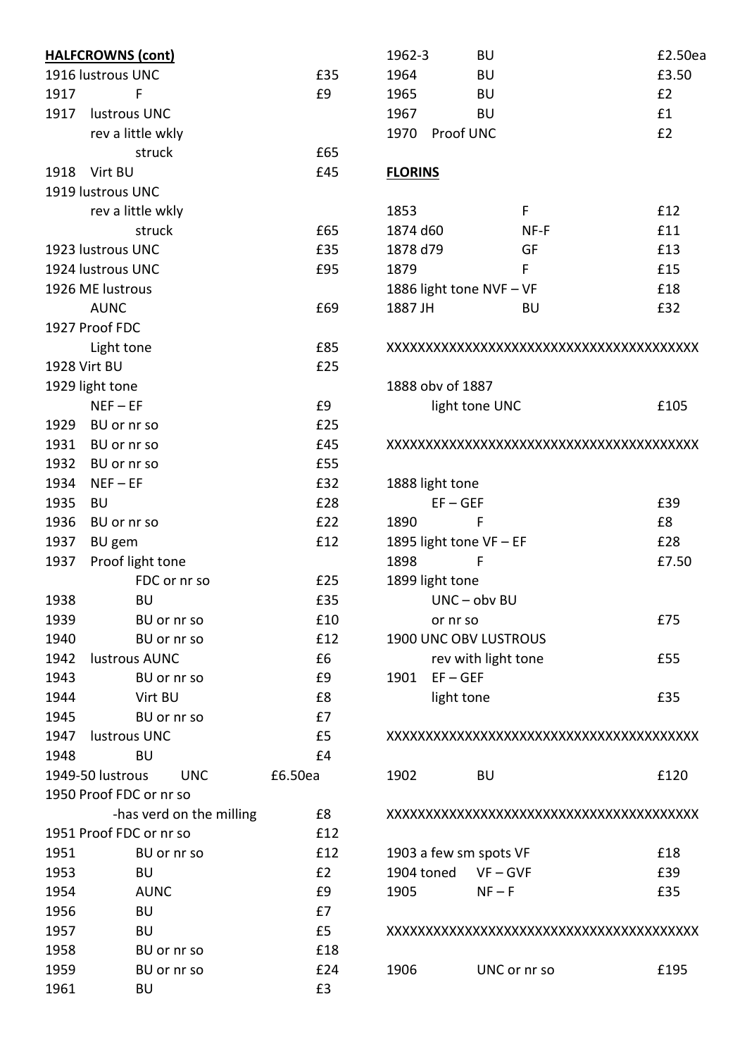**HALFCROWNS (cont)**

| | | |
|---|---|---|
| 1916 lustrous UNC | | £35 |
| 1917 | F | £9 |
| 1917 | lustrous UNC rev a little wkly struck | £65 |
| 1918 | Virt BU | £45 |
| 1919 lustrous UNC rev a little wkly struck | | £65 |
| 1923 lustrous UNC | | £35 |
| 1924 lustrous UNC | | £95 |
| 1926 ME lustrous AUNC | | £69 |
| 1927 Proof FDC Light tone | | £85 |
| 1928 Virt BU | | £25 |
| 1929 light tone NEF – EF | | £9 |
| 1929 | BU or nr so | £25 |
| 1931 | BU or nr so | £45 |
| 1932 | BU or nr so | £55 |
| 1934 | NEF – EF | £32 |
| 1935 | BU | £28 |
| 1936 | BU or nr so | £22 |
| 1937 | BU gem | £12 |
| 1937 | Proof light tone FDC or nr so | £25 |
| 1938 | BU | £35 |
| 1939 | BU or nr so | £10 |
| 1940 | BU or nr so | £12 |
| 1942 | lustrous AUNC | £6 |
| 1943 | BU or nr so | £9 |
| 1944 | Virt BU | £8 |
| 1945 | BU or nr so | £7 |
| 1947 | lustrous UNC | £5 |
| 1948 | BU | £4 |
| 1949-50 lustrous | UNC | £6.50ea |
| 1950 Proof FDC or nr so -has verd on the milling | | £8 |
| 1951 Proof FDC or nr so | | £12 |
| 1951 | BU or nr so | £12 |
| 1953 | BU | £2 |
| 1954 | AUNC | £9 |
| 1956 | BU | £7 |
| 1957 | BU | £5 |
| 1958 | BU or nr so | £18 |
| 1959 | BU or nr so | £24 |
| 1961 | BU | £3 |
| 1962-3 | BU | £2.50ea |
| 1964 | BU | £3.50 |
| 1965 | BU | £2 |
| 1967 | BU | £1 |
| 1970 | Proof UNC | £2 |

**FLORINS**

| | | |
|---|---|---|
| 1853 | F | £12 |
| 1874 d60 | NF-F | £11 |
| 1878 d79 | GF | £13 |
| 1879 | F | £15 |
| 1886 light tone NVF – VF | | £18 |
| 1887 JH | BU | £32 |

XXXXXXXXXXXXXXXXXXXXXXXXXXXXXXXXXXXXXX

| | | |
|---|---|---|
| 1888 obv of 1887 light tone UNC | | £105 |

XXXXXXXXXXXXXXXXXXXXXXXXXXXXXXXXXXXXXX

| | | |
|---|---|---|
| 1888 light tone EF – GEF | | £39 |
| 1890 | F | £8 |
| 1895 light tone VF – EF | | £28 |
| 1898 | F | £7.50 |
| 1899 light tone UNC – obv BU or nr so | | £75 |
| 1900 UNC OBV LUSTROUS rev with light tone | | £55 |
| 1901 | EF – GEF light tone | £35 |

XXXXXXXXXXXXXXXXXXXXXXXXXXXXXXXXXXXXXX

| | | |
|---|---|---|
| 1902 | BU | £120 |

XXXXXXXXXXXXXXXXXXXXXXXXXXXXXXXXXXXXXX

| | | |
|---|---|---|
| 1903 a few sm spots VF | | £18 |
| 1904 toned | VF – GVF | £39 |
| 1905 | NF – F | £35 |

XXXXXXXXXXXXXXXXXXXXXXXXXXXXXXXXXXXXXX

| | | |
|---|---|---|
| 1906 | UNC or nr so | £195 |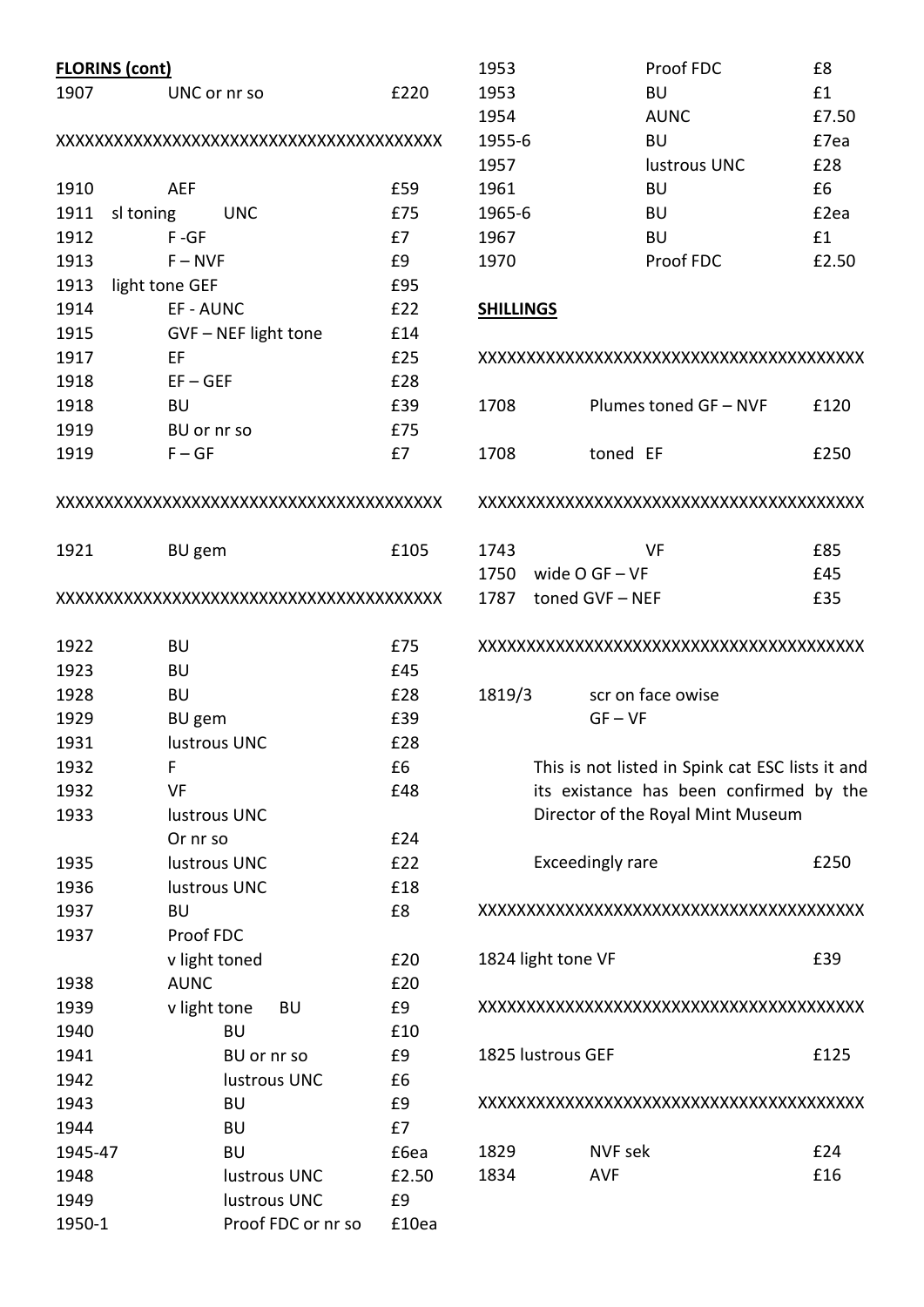**FLORINS (cont)**

| | | |
|---|---|---|
| 1907 | UNC or nr so | £220 |

XXXXXXXXXXXXXXXXXXXXXXXXXXXXXXXXXXXXXX

| | | |
|---|---|---|
| 1910 | AEF | £59 |
| 1911 sl toning | UNC | £75 |
| 1912 | F -GF | £7 |
| 1913 | F – NVF | £9 |
| 1913 light tone GEF | | £95 |
| 1914 | EF - AUNC | £22 |
| 1915 | GVF – NEF light tone | £14 |
| 1917 | EF | £25 |
| 1918 | EF – GEF | £28 |
| 1918 | BU | £39 |
| 1919 | BU or nr so | £75 |
| 1919 | F – GF | £7 |

XXXXXXXXXXXXXXXXXXXXXXXXXXXXXXXXXXXXXX

| | | |
|---|---|---|
| 1921 | BU gem | £105 |

XXXXXXXXXXXXXXXXXXXXXXXXXXXXXXXXXXXXXX

| | | |
|---|---|---|
| 1922 | BU | £75 |
| 1923 | BU | £45 |
| 1928 | BU | £28 |
| 1929 | BU gem | £39 |
| 1931 | lustrous UNC | £28 |
| 1932 | F | £6 |
| 1932 | VF | £48 |
| 1933 | lustrous UNC Or nr so | £24 |
| 1935 | lustrous UNC | £22 |
| 1936 | lustrous UNC | £18 |
| 1937 | BU | £8 |
| 1937 | Proof FDC v light toned | £20 |
| 1938 | AUNC | £20 |
| 1939 | v light tone BU | £9 |
| 1940 | BU | £10 |
| 1941 | BU or nr so | £9 |
| 1942 | lustrous UNC | £6 |
| 1943 | BU | £9 |
| 1944 | BU | £7 |
| 1945-47 | BU | £6ea |
| 1948 | lustrous UNC | £2.50 |
| 1949 | lustrous UNC | £9 |
| 1950-1 | Proof FDC or nr so | £10ea |
| 1953 | Proof FDC | £8 |
| 1953 | BU | £1 |
| 1954 | AUNC | £7.50 |
| 1955-6 | BU | £7ea |
| 1957 | lustrous UNC | £28 |
| 1961 | BU | £6 |
| 1965-6 | BU | £2ea |
| 1967 | BU | £1 |
| 1970 | Proof FDC | £2.50 |

**SHILLINGS**

XXXXXXXXXXXXXXXXXXXXXXXXXXXXXXXXXXXXXX

| | | |
|---|---|---|
| 1708 | Plumes toned GF – NVF | £120 |
| 1708 | toned EF | £250 |

XXXXXXXXXXXXXXXXXXXXXXXXXXXXXXXXXXXXXX

| | | |
|---|---|---|
| 1743 | VF | £85 |
| 1750 wide O GF – VF | | £45 |
| 1787 toned GVF – NEF | | £35 |

XXXXXXXXXXXXXXXXXXXXXXXXXXXXXXXXXXXXXX

1819/3 scr on face owise GF – VF

This is not listed in Spink cat ESC lists it and its existance has been confirmed by the Director of the Royal Mint Museum

Exceedingly rare £250

XXXXXXXXXXXXXXXXXXXXXXXXXXXXXXXXXXXXXX

| | |
|---|---|
| 1824 light tone VF | £39 |

XXXXXXXXXXXXXXXXXXXXXXXXXXXXXXXXXXXXXX

| | |
|---|---|
| 1825 lustrous GEF | £125 |

XXXXXXXXXXXXXXXXXXXXXXXXXXXXXXXXXXXXXX

| | | |
|---|---|---|
| 1829 | NVF sek | £24 |
| 1834 | AVF | £16 |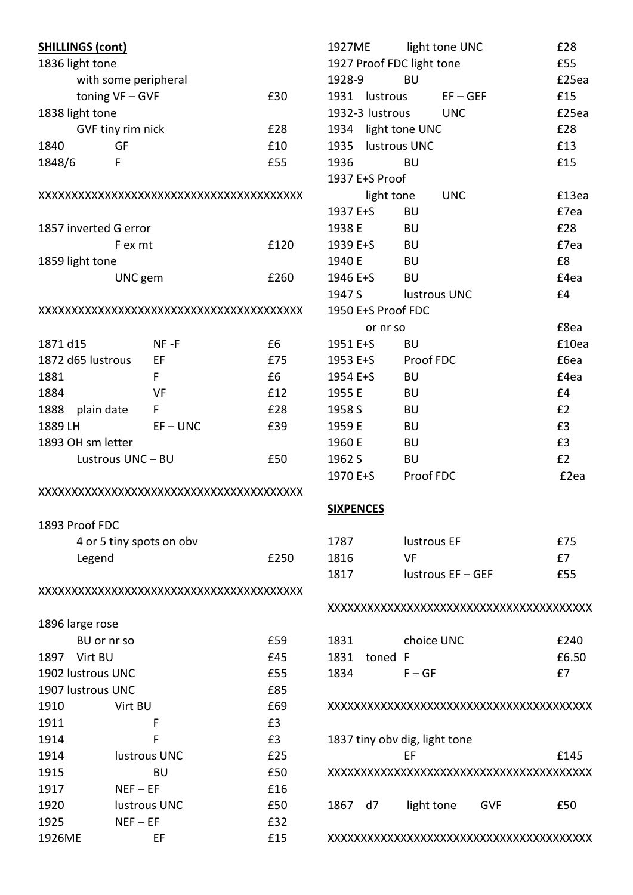**SHILLINGS (cont)**

| | | |
|---|---|---|
| 1836 light tone with some peripheral toning VF – GVF | | £30 |
| 1838 light tone GVF tiny rim nick | | £28 |
| 1840 | GF | £10 |
| 1848/6 | F | £55 |

XXXXXXXXXXXXXXXXXXXXXXXXXXXXXXXXXXXXXXX

| | | |
|---|---|---|
| 1857 inverted G error | F ex mt | £120 |
| 1859 light tone | UNC gem | £260 |

XXXXXXXXXXXXXXXXXXXXXXXXXXXXXXXXXXXXXXX

| | | |
|---|---|---|
| 1871 d15 | NF -F | £6 |
| 1872 d65 lustrous | EF | £75 |
| 1881 | F | £6 |
| 1884 | VF | £12 |
| 1888 plain date | F | £28 |
| 1889 LH | EF – UNC | £39 |
| 1893 OH sm letter | Lustrous UNC – BU | £50 |

XXXXXXXXXXXXXXXXXXXXXXXXXXXXXXXXXXXXXXX

| | | |
|---|---|---|
| 1893 Proof FDC | 4 or 5 tiny spots on obv Legend | £250 |

XXXXXXXXXXXXXXXXXXXXXXXXXXXXXXXXXXXXXXX

| | | |
|---|---|---|
| 1896 large rose | BU or nr so | £59 |
| 1897 | Virt BU | £45 |
| 1902 lustrous UNC | | £55 |
| 1907 lustrous UNC | | £85 |
| 1910 | Virt BU | £69 |
| 1911 | F | £3 |
| 1914 | F | £3 |
| 1914 | lustrous UNC | £25 |
| 1915 | BU | £50 |
| 1917 | NEF – EF | £16 |
| 1920 | lustrous UNC | £50 |
| 1925 | NEF – EF | £32 |
| 1926ME | EF | £15 |
| 1927ME | light tone UNC | £28 |
| 1927 Proof FDC light tone | | £55 |
| 1928-9 | BU | £25ea |
| 1931 lustrous | EF – GEF | £15 |
| 1932-3 lustrous | UNC | £25ea |
| 1934 | light tone UNC | £28 |
| 1935 | lustrous UNC | £13 |
| 1936 | BU | £15 |
| 1937 E+S Proof | light tone UNC | £13ea |
| 1937 E+S | BU | £7ea |
| 1938 E | BU | £28 |
| 1939 E+S | BU | £7ea |
| 1940 E | BU | £8 |
| 1946 E+S | BU | £4ea |
| 1947 S | lustrous UNC | £4 |
| 1950 E+S Proof FDC | or nr so | £8ea |
| 1951 E+S | BU | £10ea |
| 1953 E+S | Proof FDC | £6ea |
| 1954 E+S | BU | £4ea |
| 1955 E | BU | £4 |
| 1958 S | BU | £2 |
| 1959 E | BU | £3 |
| 1960 E | BU | £3 |
| 1962 S | BU | £2 |
| 1970 E+S | Proof FDC | £2ea |

**SIXPENCES**

| | | |
|---|---|---|
| 1787 | lustrous EF | £75 |
| 1816 | VF | £7 |
| 1817 | lustrous EF – GEF | £55 |

XXXXXXXXXXXXXXXXXXXXXXXXXXXXXXXXXXXXXXX

| | | |
|---|---|---|
| 1831 | choice UNC | £240 |
| 1831 toned | F | £6.50 |
| 1834 | F – GF | £7 |

XXXXXXXXXXXXXXXXXXXXXXXXXXXXXXXXXXXXXXX

| | | |
|---|---|---|
| 1837 tiny obv dig, light tone | EF | £145 |

XXXXXXXXXXXXXXXXXXXXXXXXXXXXXXXXXXXXXXX

| | | |
|---|---|---|
| 1867 d7 | light tone GVF | £50 |

XXXXXXXXXXXXXXXXXXXXXXXXXXXXXXXXXXXXXXX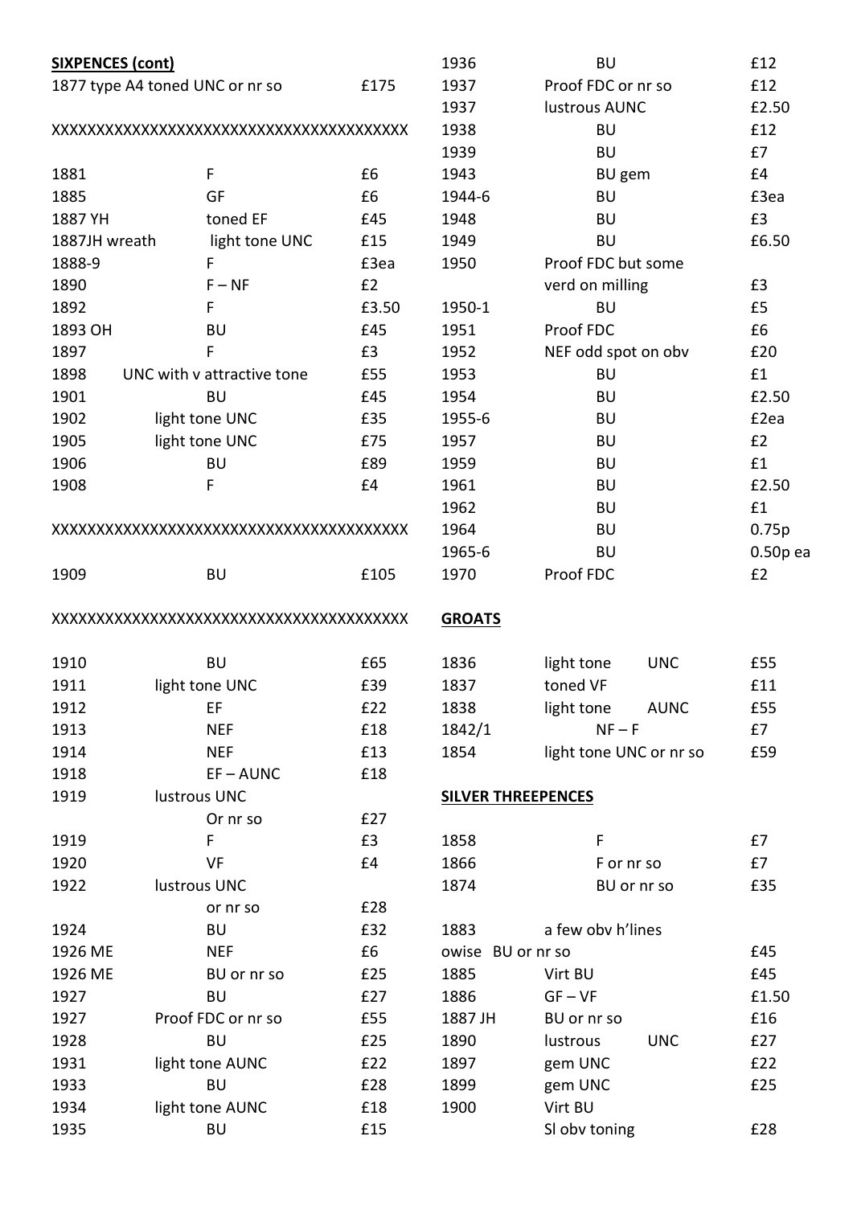**SIXPENCES (cont)**

| | | |
|---|---|---|
| 1877 type A4 toned UNC or nr so | | £175 |

XXXXXXXXXXXXXXXXXXXXXXXXXXXXXXXXXXXXXXX

| | | |
|---|---|---|
| 1881 | F | £6 |
| 1885 | GF | £6 |
| 1887 YH | toned EF | £45 |
| 1887JH wreath | light tone UNC | £15 |
| 1888-9 | F | £3ea |
| 1890 | F – NF | £2 |
| 1892 | F | £3.50 |
| 1893 OH | BU | £45 |
| 1897 | F | £3 |
| 1898 | UNC with v attractive tone | £55 |
| 1901 | BU | £45 |
| 1902 | light tone UNC | £35 |
| 1905 | light tone UNC | £75 |
| 1906 | BU | £89 |
| 1908 | F | £4 |

XXXXXXXXXXXXXXXXXXXXXXXXXXXXXXXXXXXXXXX

| | | |
|---|---|---|
| 1909 | BU | £105 |

XXXXXXXXXXXXXXXXXXXXXXXXXXXXXXXXXXXXXXX

| | | |
|---|---|---|
| 1910 | BU | £65 |
| 1911 | light tone UNC | £39 |
| 1912 | EF | £22 |
| 1913 | NEF | £18 |
| 1914 | NEF | £13 |
| 1918 | EF – AUNC | £18 |
| 1919 | lustrous UNC Or nr so | £27 |
| 1919 | F | £3 |
| 1920 | VF | £4 |
| 1922 | lustrous UNC or nr so | £28 |
| 1924 | BU | £32 |
| 1926 ME | NEF | £6 |
| 1926 ME | BU or nr so | £25 |
| 1927 | BU | £27 |
| 1927 | Proof FDC or nr so | £55 |
| 1928 | BU | £25 |
| 1931 | light tone AUNC | £22 |
| 1933 | BU | £28 |
| 1934 | light tone AUNC | £18 |
| 1935 | BU | £15 |
| 1936 | BU | £12 |
| 1937 | Proof FDC or nr so | £12 |
| 1937 | lustrous AUNC | £2.50 |
| 1938 | BU | £12 |
| 1939 | BU | £7 |
| 1943 | BU gem | £4 |
| 1944-6 | BU | £3ea |
| 1948 | BU | £3 |
| 1949 | BU | £6.50 |
| 1950 | Proof FDC but some verd on milling | £3 |
| 1950-1 | BU | £5 |
| 1951 | Proof FDC | £6 |
| 1952 | NEF odd spot on obv | £20 |
| 1953 | BU | £1 |
| 1954 | BU | £2.50 |
| 1955-6 | BU | £2ea |
| 1957 | BU | £2 |
| 1959 | BU | £1 |
| 1961 | BU | £2.50 |
| 1962 | BU | £1 |
| 1964 | BU | 0.75p |
| 1965-6 | BU | 0.50p ea |
| 1970 | Proof FDC | £2 |

**GROATS**

| | | |
|---|---|---|
| 1836 | light tone UNC | £55 |
| 1837 | toned VF | £11 |
| 1838 | light tone AUNC | £55 |
| 1842/1 | NF – F | £7 |
| 1854 | light tone UNC or nr so | £59 |

**SILVER THREEPENCES**

| | | |
|---|---|---|
| 1858 | F | £7 |
| 1866 | F or nr so | £7 |
| 1874 | BU or nr so | £35 |
| 1883 | a few obv h'lines owise BU or nr so | £45 |
| 1885 | Virt BU | £45 |
| 1886 | GF – VF | £1.50 |
| 1887 JH | BU or nr so | £16 |
| 1890 | lustrous UNC | £27 |
| 1897 | gem UNC | £22 |
| 1899 | gem UNC | £25 |
| 1900 | Virt BU Sl obv toning | £28 |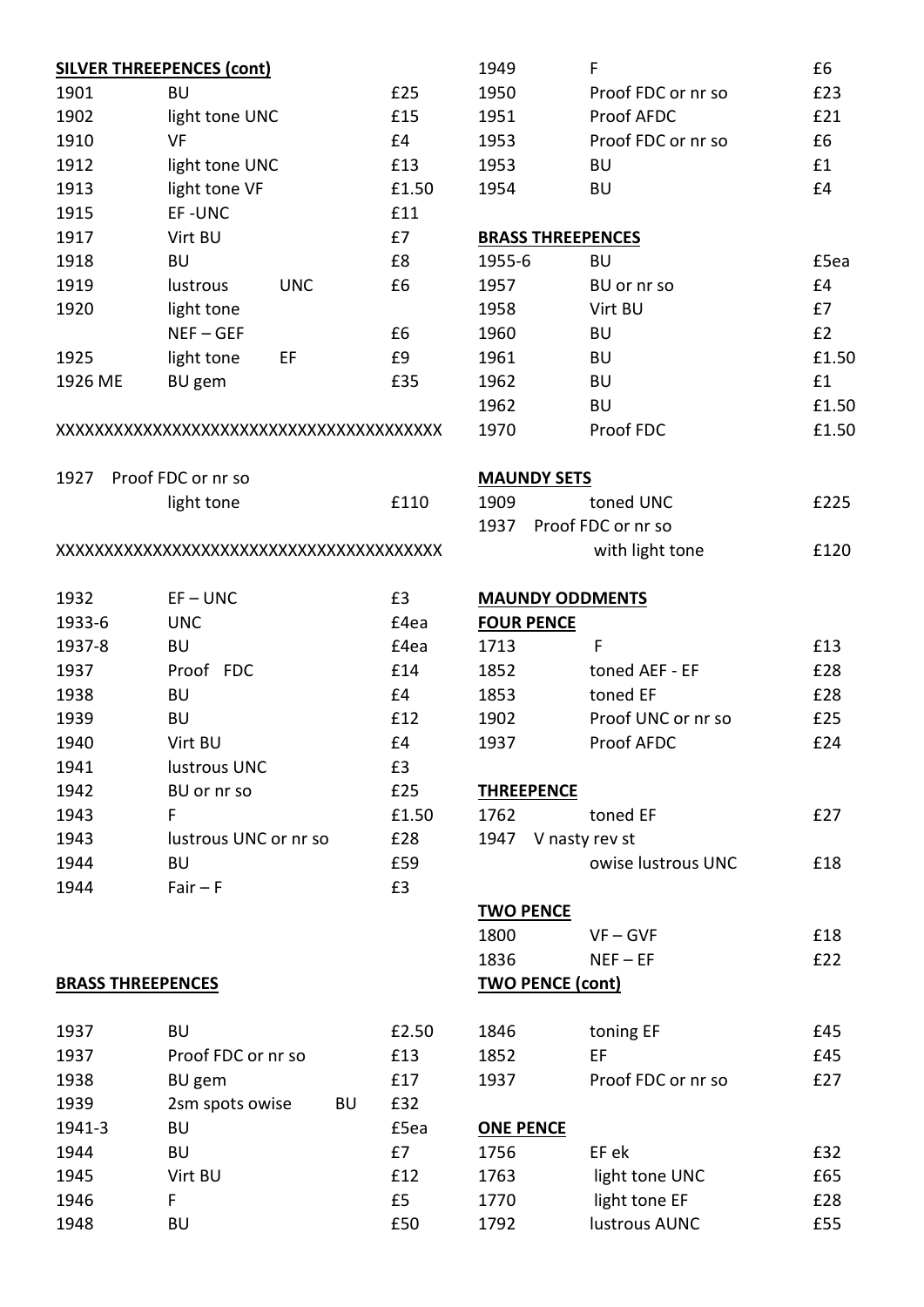**SILVER THREEPENCES (cont)**

| | | |
|---|---|---|
| 1901 | BU | £25 |
| 1902 | light tone UNC | £15 |
| 1910 | VF | £4 |
| 1912 | light tone UNC | £13 |
| 1913 | light tone VF | £1.50 |
| 1915 | EF -UNC | £11 |
| 1917 | Virt BU | £7 |
| 1918 | BU | £8 |
| 1919 | lustrous UNC | £6 |
| 1920 | light tone NEF – GEF | £6 |
| 1925 | light tone EF | £9 |
| 1926 ME | BU gem | £35 |

XXXXXXXXXXXXXXXXXXXXXXXXXXXXXXXXXXXXXX

| | | |
|---|---|---|
| 1927 | Proof FDC or nr so light tone | £110 |

XXXXXXXXXXXXXXXXXXXXXXXXXXXXXXXXXXXXXX

| | | |
|---|---|---|
| 1932 | EF – UNC | £3 |
| 1933-6 | UNC | £4ea |
| 1937-8 | BU | £4ea |
| 1937 | Proof FDC | £14 |
| 1938 | BU | £4 |
| 1939 | BU | £12 |
| 1940 | Virt BU | £4 |
| 1941 | lustrous UNC | £3 |
| 1942 | BU or nr so | £25 |
| 1943 | F | £1.50 |
| 1943 | lustrous UNC or nr so | £28 |
| 1944 | BU | £59 |
| 1944 | Fair – F | £3 |

**BRASS THREEPENCES**

| | | |
|---|---|---|
| 1937 | BU | £2.50 |
| 1937 | Proof FDC or nr so | £13 |
| 1938 | BU gem | £17 |
| 1939 | 2sm spots owise BU | £32 |
| 1941-3 | BU | £5ea |
| 1944 | BU | £7 |
| 1945 | Virt BU | £12 |
| 1946 | F | £5 |
| 1948 | BU | £50 |
| 1949 | F | £6 |
| 1950 | Proof FDC or nr so | £23 |
| 1951 | Proof AFDC | £21 |
| 1953 | Proof FDC or nr so | £6 |
| 1953 | BU | £1 |
| 1954 | BU | £4 |

**BRASS THREEPENCES**

| | | |
|---|---|---|
| 1955-6 | BU | £5ea |
| 1957 | BU or nr so | £4 |
| 1958 | Virt BU | £7 |
| 1960 | BU | £2 |
| 1961 | BU | £1.50 |
| 1962 | BU | £1 |
| 1962 | BU | £1.50 |
| 1970 | Proof FDC | £1.50 |

**MAUNDY SETS**

| | | |
|---|---|---|
| 1909 | toned UNC | £225 |
| 1937 | Proof FDC or nr so with light tone | £120 |

**MAUNDY ODDMENTS**

**FOUR PENCE**

| | | |
|---|---|---|
| 1713 | F | £13 |
| 1852 | toned AEF - EF | £28 |
| 1853 | toned EF | £28 |
| 1902 | Proof UNC or nr so | £25 |
| 1937 | Proof AFDC | £24 |

**THREEPENCE**

| | | |
|---|---|---|
| 1762 | toned EF | £27 |
| 1947 | V nasty rev st owise lustrous UNC | £18 |

**TWO PENCE**

| | | |
|---|---|---|
| 1800 | VF – GVF | £18 |
| 1836 | NEF – EF | £22 |

**TWO PENCE (cont)**

| | | |
|---|---|---|
| 1846 | toning EF | £45 |
| 1852 | EF | £45 |
| 1937 | Proof FDC or nr so | £27 |

**ONE PENCE**

| | | |
|---|---|---|
| 1756 | EF ek | £32 |
| 1763 | light tone UNC | £65 |
| 1770 | light tone EF | £28 |
| 1792 | lustrous AUNC | £55 |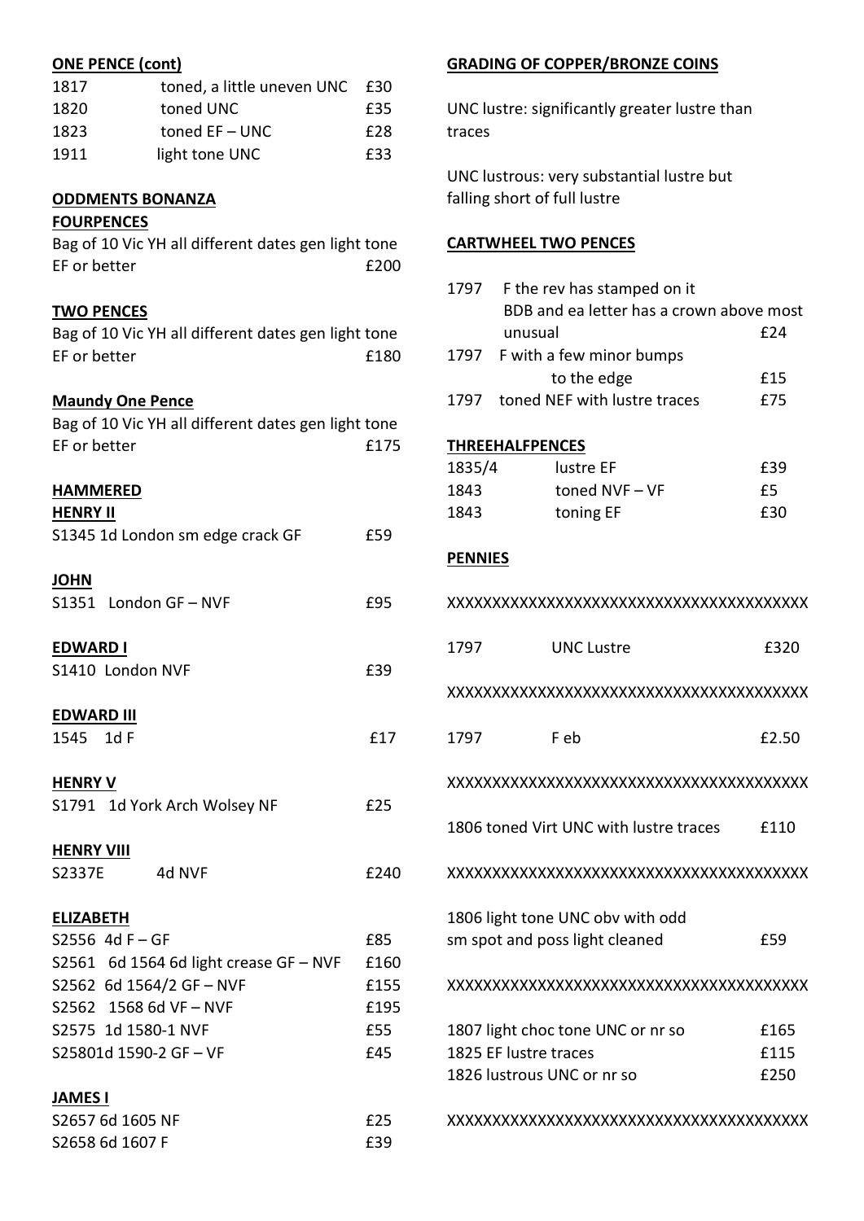**ONE PENCE (cont)**

| | | |
|---|---|---|
| 1817 | toned, a little uneven UNC | £30 |
| 1820 | toned UNC | £35 |
| 1823 | toned EF – UNC | £28 |
| 1911 | light tone UNC | £33 |

**ODDMENTS BONANZA**

**FOURPENCES**

Bag of 10 Vic YH all different dates gen light tone EF or better £200

**TWO PENCES**

Bag of 10 Vic YH all different dates gen light tone EF or better £180

**Maundy One Pence**

Bag of 10 Vic YH all different dates gen light tone EF or better £175

**HAMMERED**

**HENRY II**

S1345 1d London sm edge crack GF £59

**JOHN**

S1351 London GF – NVF £95

**EDWARD I**

S1410 London NVF £39

**EDWARD III**

1545 1d F £17

**HENRY V**

S1791 1d York Arch Wolsey NF £25

**HENRY VIII**

S2337E 4d NVF £240

**ELIZABETH**

| | |
|---|---|
| S2556 4d F – GF | £85 |
| S2561 6d 1564 6d light crease GF – NVF | £160 |
| S2562 6d 1564/2 GF – NVF | £155 |
| S2562 1568 6d VF – NVF | £195 |
| S2575 1d 1580-1 NVF | £55 |
| S25801d 1590-2 GF – VF | £45 |

**JAMES I**

| | |
|---|---|
| S2657 6d 1605 NF | £25 |
| S2658 6d 1607 F | £39 |

**GRADING OF COPPER/BRONZE COINS**

UNC lustre: significantly greater lustre than traces

UNC lustrous: very substantial lustre but falling short of full lustre

**CARTWHEEL TWO PENCES**

| | | |
|---|---|---|
| 1797 | F the rev has stamped on it BDB and ea letter has a crown above most unusual | £24 |
| 1797 | F with a few minor bumps to the edge | £15 |
| 1797 | toned NEF with lustre traces | £75 |

**THREEHALFPENCES**

| | | |
|---|---|---|
| 1835/4 | lustre EF | £39 |
| 1843 | toned NVF – VF | £5 |
| 1843 | toning EF | £30 |

**PENNIES**

XXXXXXXXXXXXXXXXXXXXXXXXXXXXXXXXXXXXXX

1797 UNC Lustre £320

XXXXXXXXXXXXXXXXXXXXXXXXXXXXXXXXXXXXXX

1797 F eb £2.50

XXXXXXXXXXXXXXXXXXXXXXXXXXXXXXXXXXXXXX

1806 toned Virt UNC with lustre traces £110

XXXXXXXXXXXXXXXXXXXXXXXXXXXXXXXXXXXXXX

1806 light tone UNC obv with odd sm spot and poss light cleaned £59

XXXXXXXXXXXXXXXXXXXXXXXXXXXXXXXXXXXXXX

| | |
|---|---|
| 1807 light choc tone UNC or nr so | £165 |
| 1825 EF lustre traces | £115 |
| 1826 lustrous UNC or nr so | £250 |

XXXXXXXXXXXXXXXXXXXXXXXXXXXXXXXXXXXXXX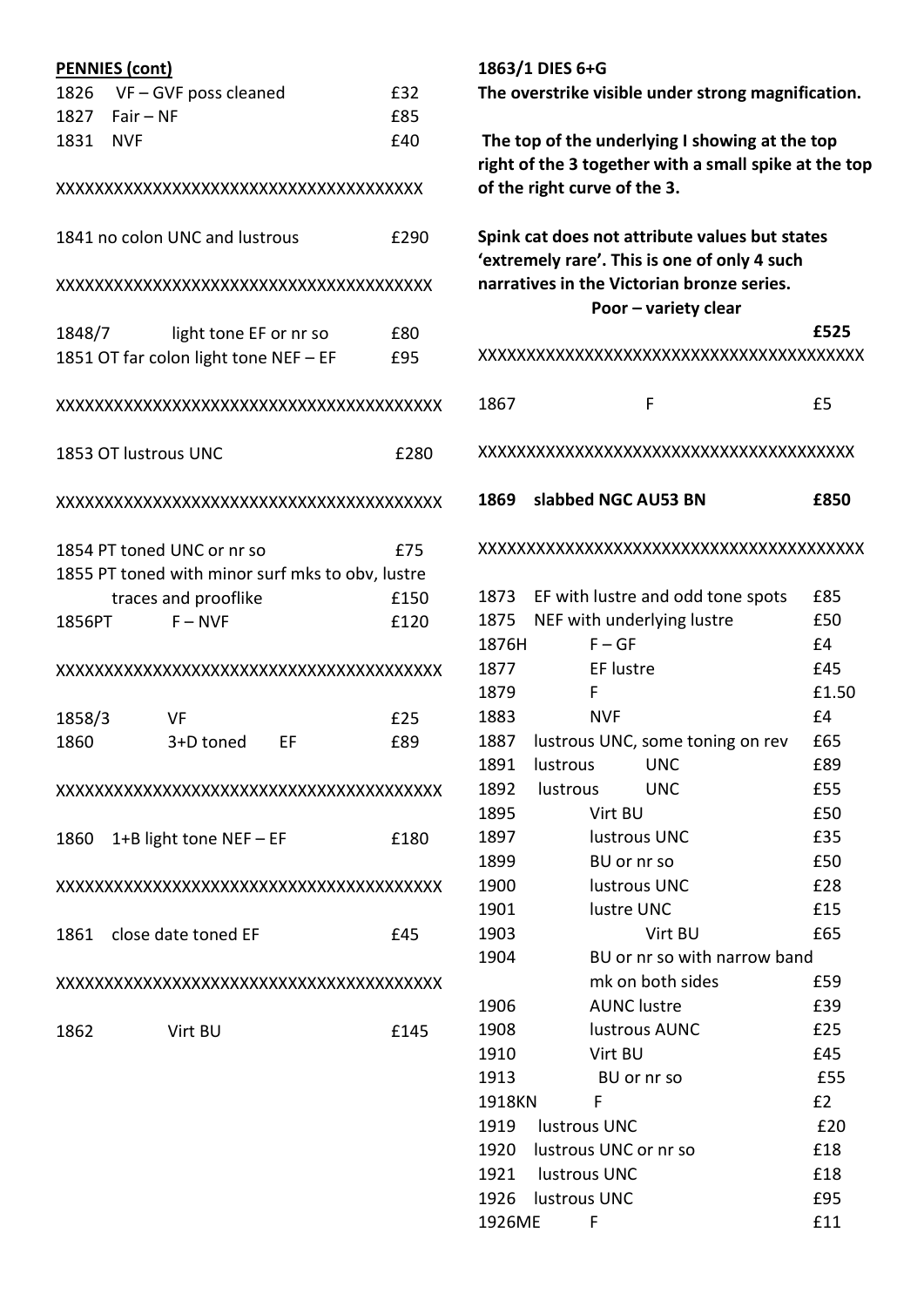**PENNIES (cont)**

1826 VF – GVF poss cleaned £32
1827 Fair – NF £85
1831 NVF £40

XXXXXXXXXXXXXXXXXXXXXXXXXXXXXXXXXXXXXX

1841 no colon UNC and lustrous £290

XXXXXXXXXXXXXXXXXXXXXXXXXXXXXXXXXXXXXXX

1848/7 light tone EF or nr so £80
1851 OT far colon light tone NEF – EF £95

XXXXXXXXXXXXXXXXXXXXXXXXXXXXXXXXXXXXXXXX

1853 OT lustrous UNC £280

XXXXXXXXXXXXXXXXXXXXXXXXXXXXXXXXXXXXXXXX

1854 PT toned UNC or nr so £75
1855 PT toned with minor surf mks to obv, lustre traces and prooflike £150
1856PT F – NVF £120

XXXXXXXXXXXXXXXXXXXXXXXXXXXXXXXXXXXXXXXX

1858/3 VF £25
1860 3+D toned EF £89

XXXXXXXXXXXXXXXXXXXXXXXXXXXXXXXXXXXXXXXX

1860 1+B light tone NEF – EF £180

XXXXXXXXXXXXXXXXXXXXXXXXXXXXXXXXXXXXXXXX

1861 close date toned EF £45

XXXXXXXXXXXXXXXXXXXXXXXXXXXXXXXXXXXXXXXX

1862 Virt BU £145

**1863/1 DIES 6+G**
**The overstrike visible under strong magnification.**

**The top of the underlying I showing at the top right of the 3 together with a small spike at the top of the right curve of the 3.**

**Spink cat does not attribute values but states 'extremely rare'. This is one of only 4 such narratives in the Victorian bronze series.**
**Poor – variety clear**
**£525**

XXXXXXXXXXXXXXXXXXXXXXXXXXXXXXXXXXXXXXX

1867 F £5

XXXXXXXXXXXXXXXXXXXXXXXXXXXXXXXXXXXXXX

**1869 slabbed NGC AU53 BN £850**

XXXXXXXXXXXXXXXXXXXXXXXXXXXXXXXXXXXXXXX

1873 EF with lustre and odd tone spots £85
1875 NEF with underlying lustre £50
1876H F – GF £4
1877 EF lustre £45
1879 F £1.50
1883 NVF £4
1887 lustrous UNC, some toning on rev £65
1891 lustrous UNC £89
1892 lustrous UNC £55
1895 Virt BU £50
1897 lustrous UNC £35
1899 BU or nr so £50
1900 lustrous UNC £28
1901 lustre UNC £15
1903 Virt BU £65
1904 BU or nr so with narrow band mk on both sides £59
1906 AUNC lustre £39
1908 lustrous AUNC £25
1910 Virt BU £45
1913 BU or nr so £55
1918KN F £2
1919 lustrous UNC £20
1920 lustrous UNC or nr so £18
1921 lustrous UNC £18
1926 lustrous UNC £95
1926ME F £11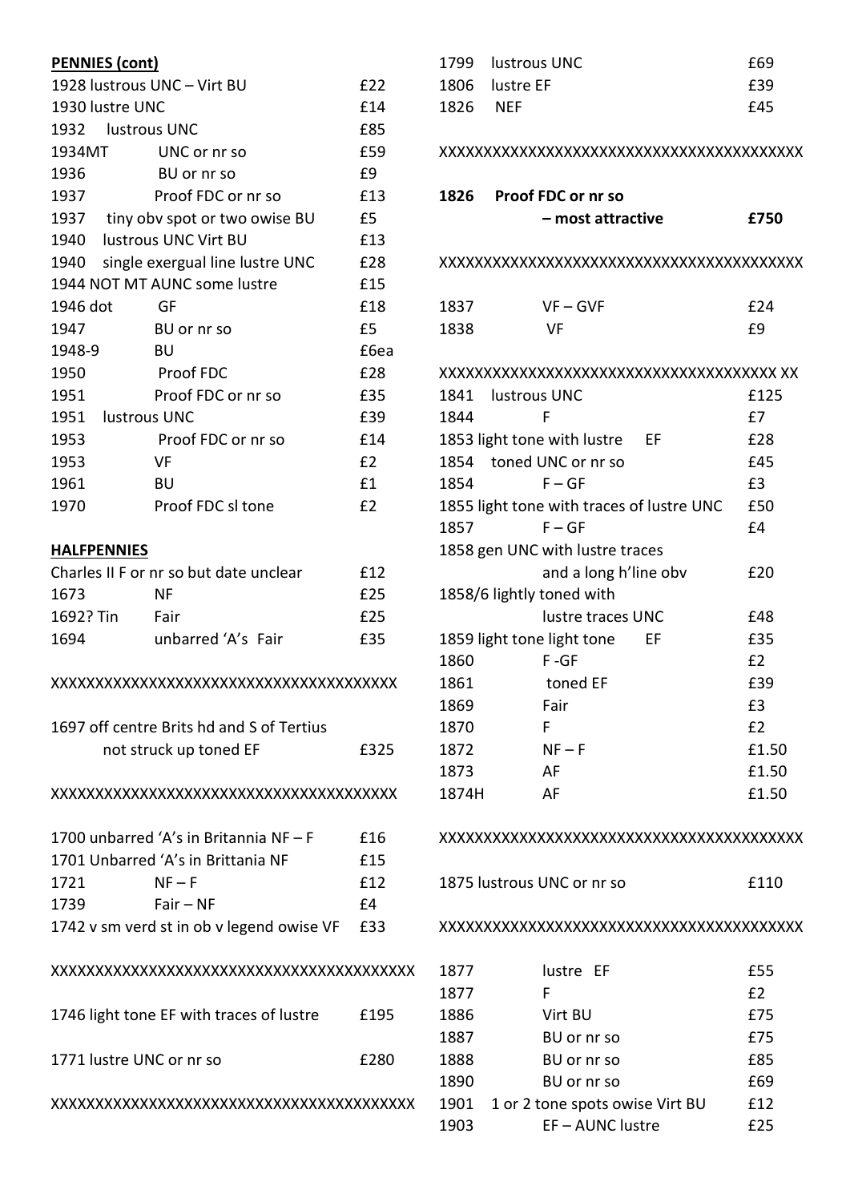**PENNIES (cont)**

| | | |
|---|---|---|
| 1928 lustrous UNC – Virt BU | | £22 |
| 1930 lustre UNC | | £14 |
| 1932 | lustrous UNC | £85 |
| 1934MT | UNC or nr so | £59 |
| 1936 | BU or nr so | £9 |
| 1937 | Proof FDC or nr so | £13 |
| 1937 | tiny obv spot or two owise BU | £5 |
| 1940 | lustrous UNC Virt BU | £13 |
| 1940 | single exergual line lustre UNC | £28 |
| 1944 NOT MT AUNC some lustre | | £15 |
| 1946 dot | GF | £18 |
| 1947 | BU or nr so | £5 |
| 1948-9 | BU | £6ea |
| 1950 | Proof FDC | £28 |
| 1951 | Proof FDC or nr so | £35 |
| 1951 | lustrous UNC | £39 |
| 1953 | Proof FDC or nr so | £14 |
| 1953 | VF | £2 |
| 1961 | BU | £1 |
| 1970 | Proof FDC sl tone | £2 |

**HALFPENNIES**

| | | |
|---|---|---|
| Charles II F or nr so but date unclear | | £12 |
| 1673 | NF | £25 |
| 1692? Tin | Fair | £25 |
| 1694 | unbarred 'A's Fair | £35 |

XXXXXXXXXXXXXXXXXXXXXXXXXXXXXXXXXXXXX

1697 off centre Brits hd and S of Tertius not struck up toned EF — £325

XXXXXXXXXXXXXXXXXXXXXXXXXXXXXXXXXXXXX

| | | |
|---|---|---|
| 1700 unbarred 'A's in Britannia NF – F | | £16 |
| 1701 Unbarred 'A's in Brittania NF | | £15 |
| 1721 | NF – F | £12 |
| 1739 | Fair – NF | £4 |
| 1742 v sm verd st in ob v legend owise VF | | £33 |

XXXXXXXXXXXXXXXXXXXXXXXXXXXXXXXXXXXXXXXX

1746 light tone EF with traces of lustre — £195

1771 lustre UNC or nr so — £280

XXXXXXXXXXXXXXXXXXXXXXXXXXXXXXXXXXXXXXXX

| | | |
|---|---|---|
| 1799 | lustrous UNC | £69 |
| 1806 | lustre EF | £39 |
| 1826 | NEF | £45 |

XXXXXXXXXXXXXXXXXXXXXXXXXXXXXXXXXXXXXXXX

**1826 Proof FDC or nr so – most attractive — £750**

XXXXXXXXXXXXXXXXXXXXXXXXXXXXXXXXXXXXXXXX

| | | |
|---|---|---|
| 1837 | VF – GVF | £24 |
| 1838 | VF | £9 |

XXXXXXXXXXXXXXXXXXXXXXXXXXXXXXXXXXXXX XX

| | | |
|---|---|---|
| 1841 | lustrous UNC | £125 |
| 1844 | F | £7 |
| 1853 light tone with lustre | EF | £28 |
| 1854 | toned UNC or nr so | £45 |
| 1854 | F – GF | £3 |
| 1855 light tone with traces of lustre UNC | | £50 |
| 1857 | F – GF | £4 |
| 1858 gen UNC with lustre traces and a long h'line obv | | £20 |
| 1858/6 lightly toned with lustre traces UNC | | £48 |
| 1859 light tone light tone | EF | £35 |
| 1860 | F -GF | £2 |
| 1861 | toned EF | £39 |
| 1869 | Fair | £3 |
| 1870 | F | £2 |
| 1872 | NF – F | £1.50 |
| 1873 | AF | £1.50 |
| 1874H | AF | £1.50 |

XXXXXXXXXXXXXXXXXXXXXXXXXXXXXXXXXXXXXXXX

1875 lustrous UNC or nr so — £110

XXXXXXXXXXXXXXXXXXXXXXXXXXXXXXXXXXXXXXXX

| | | |
|---|---|---|
| 1877 | lustre EF | £55 |
| 1877 | F | £2 |
| 1886 | Virt BU | £75 |
| 1887 | BU or nr so | £75 |
| 1888 | BU or nr so | £85 |
| 1890 | BU or nr so | £69 |
| 1901 | 1 or 2 tone spots owise Virt BU | £12 |
| 1903 | EF – AUNC lustre | £25 |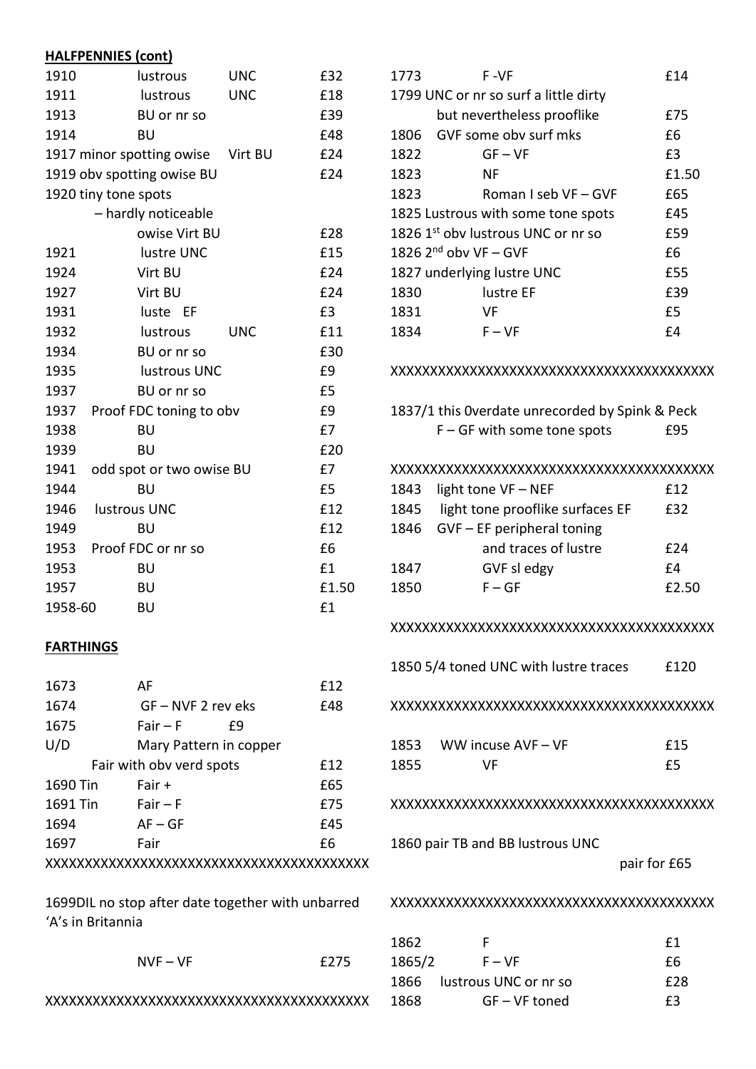**HALFPENNIES (cont)**

| | | | |
|---|---|---|---|
| 1910 | lustrous | UNC | £32 |
| 1911 | lustrous | UNC | £18 |
| 1913 | BU or nr so | | £39 |
| 1914 | BU | | £48 |
| 1917 minor spotting owise | | Virt BU | £24 |
| 1919 obv spotting owise BU | | | £24 |
| 1920 tiny tone spots – hardly noticeable owise Virt BU | | | £28 |
| 1921 | lustre UNC | | £15 |
| 1924 | Virt BU | | £24 |
| 1927 | Virt BU | | £24 |
| 1931 | luste EF | | £3 |
| 1932 | lustrous | UNC | £11 |
| 1934 | BU or nr so | | £30 |
| 1935 | lustrous UNC | | £9 |
| 1937 | BU or nr so | | £5 |
| 1937 | Proof FDC toning to obv | | £9 |
| 1938 | BU | | £7 |
| 1939 | BU | | £20 |
| 1941 | odd spot or two owise BU | | £7 |
| 1944 | BU | | £5 |
| 1946 | lustrous UNC | | £12 |
| 1949 | BU | | £12 |
| 1953 | Proof FDC or nr so | | £6 |
| 1953 | BU | | £1 |
| 1957 | BU | | £1.50 |
| 1958-60 | BU | | £1 |

**FARTHINGS**

| | | |
|---|---|---|
| 1673 | AF | £12 |
| 1674 | GF – NVF 2 rev eks | £48 |
| 1675 | Fair – F | £9 |
| U/D | Mary Pattern in copper Fair with obv verd spots | £12 |
| 1690 Tin | Fair + | £65 |
| 1691 Tin | Fair – F | £75 |
| 1694 | AF – GF | £45 |
| 1697 | Fair | £6 |

XXXXXXXXXXXXXXXXXXXXXXXXXXXXXXXXXXXXXXXX

1699DIL no stop after date together with unbarred 'A's in Britannia

NVF – VF £275

XXXXXXXXXXXXXXXXXXXXXXXXXXXXXXXXXXXXXXXX

| | | |
|---|---|---|
| 1773 | F -VF | £14 |
| 1799 | UNC or nr so surf a little dirty but nevertheless prooflike | £75 |
| 1806 | GVF some obv surf mks | £6 |
| 1822 | GF – VF | £3 |
| 1823 | NF | £1.50 |
| 1823 | Roman I seb VF – GVF | £65 |
| 1825 | Lustrous with some tone spots | £45 |
| 1826 | 1st obv lustrous UNC or nr so | £59 |
| 1826 | 2nd obv VF – GVF | £6 |
| 1827 | underlying lustre UNC | £55 |
| 1830 | lustre EF | £39 |
| 1831 | VF | £5 |
| 1834 | F – VF | £4 |

XXXXXXXXXXXXXXXXXXXXXXXXXXXXXXXXXXXXXXXX

1837/1 this 0verdate unrecorded by Spink & Peck
F – GF with some tone spots £95

XXXXXXXXXXXXXXXXXXXXXXXXXXXXXXXXXXXXXXXX

| | | |
|---|---|---|
| 1843 | light tone VF – NEF | £12 |
| 1845 | light tone prooflike surfaces EF | £32 |
| 1846 | GVF – EF peripheral toning and traces of lustre | £24 |
| 1847 | GVF sl edgy | £4 |
| 1850 | F – GF | £2.50 |

XXXXXXXXXXXXXXXXXXXXXXXXXXXXXXXXXXXXXXXX

1850 5/4 toned UNC with lustre traces £120

XXXXXXXXXXXXXXXXXXXXXXXXXXXXXXXXXXXXXXXX

| | | |
|---|---|---|
| 1853 | WW incuse AVF – VF | £15 |
| 1855 | VF | £5 |

XXXXXXXXXXXXXXXXXXXXXXXXXXXXXXXXXXXXXXXX

1860 pair TB and BB lustrous UNC
pair for £65

XXXXXXXXXXXXXXXXXXXXXXXXXXXXXXXXXXXXXXXX

| | | |
|---|---|---|
| 1862 | F | £1 |
| 1865/2 | F – VF | £6 |
| 1866 | lustrous UNC or nr so | £28 |
| 1868 | GF – VF toned | £3 |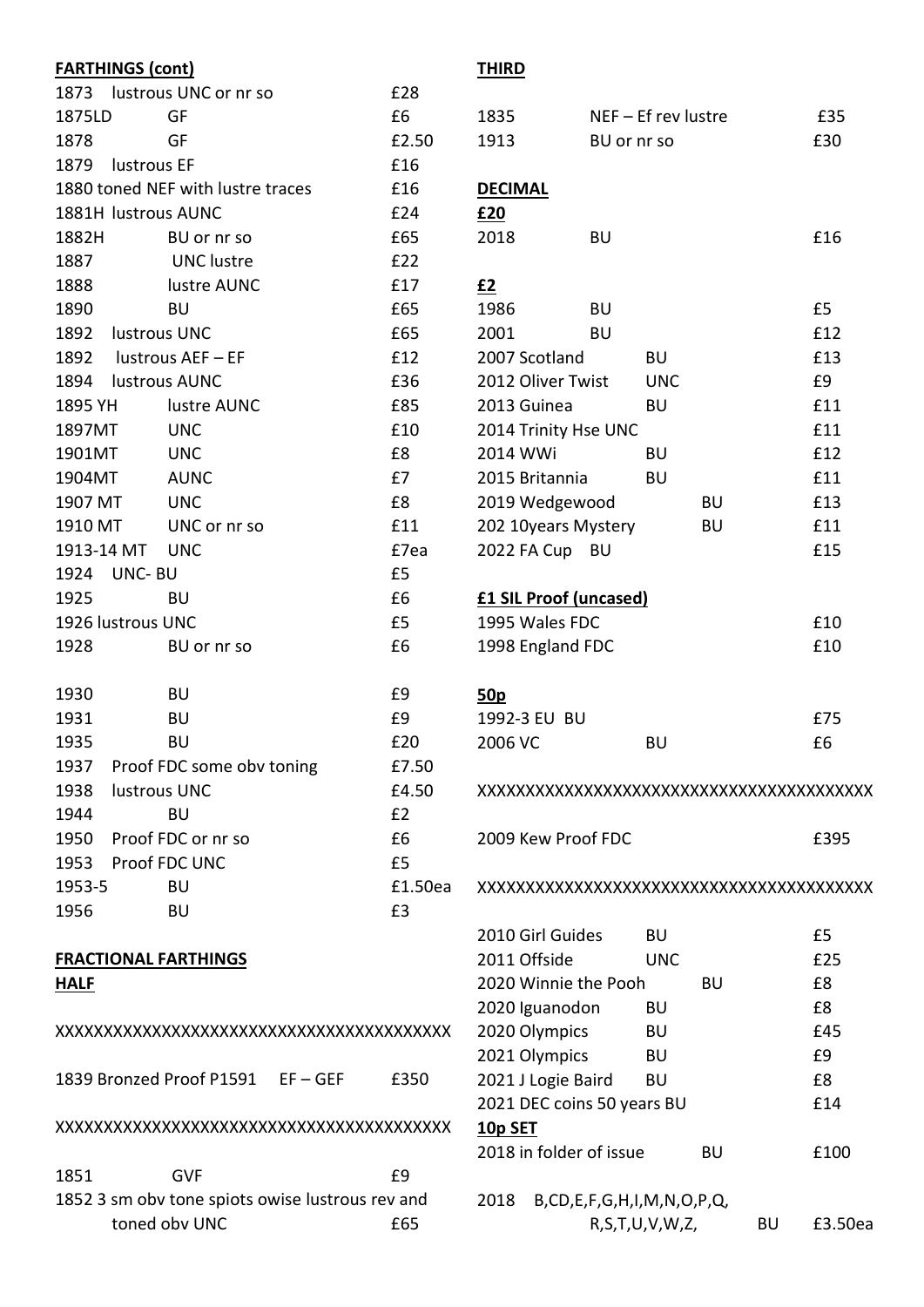**FARTHINGS (cont)**

| | | |
|---|---|---|
| 1873 | lustrous UNC or nr so | £28 |
| 1875LD | GF | £6 |
| 1878 | GF | £2.50 |
| 1879 | lustrous EF | £16 |
| 1880 | toned NEF with lustre traces | £16 |
| 1881H | lustrous AUNC | £24 |
| 1882H | BU or nr so | £65 |
| 1887 | UNC lustre | £22 |
| 1888 | lustre AUNC | £17 |
| 1890 | BU | £65 |
| 1892 | lustrous UNC | £65 |
| 1892 | lustrous AEF – EF | £12 |
| 1894 | lustrous AUNC | £36 |
| 1895 YH | lustre AUNC | £85 |
| 1897MT | UNC | £10 |
| 1901MT | UNC | £8 |
| 1904MT | AUNC | £7 |
| 1907 MT | UNC | £8 |
| 1910 MT | UNC or nr so | £11 |
| 1913-14 MT | UNC | £7ea |
| 1924 | UNC- BU | £5 |
| 1925 | BU | £6 |
| 1926 | lustrous UNC | £5 |
| 1928 | BU or nr so | £6 |
| 1930 | BU | £9 |
| 1931 | BU | £9 |
| 1935 | BU | £20 |
| 1937 | Proof FDC some obv toning | £7.50 |
| 1938 | lustrous UNC | £4.50 |
| 1944 | BU | £2 |
| 1950 | Proof FDC or nr so | £6 |
| 1953 | Proof FDC UNC | £5 |
| 1953-5 | BU | £1.50ea |
| 1956 | BU | £3 |

**FRACTIONAL FARTHINGS**

**HALF**

XXXXXXXXXXXXXXXXXXXXXXXXXXXXXXXXXXXXXXXX

1839 Bronzed Proof P1591 EF – GEF £350

XXXXXXXXXXXXXXXXXXXXXXXXXXXXXXXXXXXXXXXX

| | | |
|---|---|---|
| 1851 | GVF | £9 |
| 1852 | 3 sm obv tone spiots owise lustrous rev and toned obv UNC | £65 |

**THIRD**

| | | |
|---|---|---|
| 1835 | NEF – Ef rev lustre | £35 |
| 1913 | BU or nr so | £30 |

**DECIMAL**

**£20**

| | | |
|---|---|---|
| 2018 | BU | £16 |

**£2**

| | | |
|---|---|---|
| 1986 | BU | £5 |
| 2001 | BU | £12 |
| 2007 Scotland | BU | £13 |
| 2012 Oliver Twist | UNC | £9 |
| 2013 Guinea | BU | £11 |
| 2014 Trinity Hse | UNC | £11 |
| 2014 WWi | BU | £12 |
| 2015 Britannia | BU | £11 |
| 2019 Wedgewood | BU | £13 |
| 202 10years Mystery | BU | £11 |
| 2022 FA Cup | BU | £15 |

**£1 SIL Proof (uncased)**

| | |
|---|---|
| 1995 Wales FDC | £10 |
| 1998 England FDC | £10 |

**50p**

| | | |
|---|---|---|
| 1992-3 EU | BU | £75 |
| 2006 VC | BU | £6 |

XXXXXXXXXXXXXXXXXXXXXXXXXXXXXXXXXXXXXXXX

2009 Kew Proof FDC £395

XXXXXXXXXXXXXXXXXXXXXXXXXXXXXXXXXXXXXXXX

| | | |
|---|---|---|
| 2010 Girl Guides | BU | £5 |
| 2011 Offside | UNC | £25 |
| 2020 Winnie the Pooh | BU | £8 |
| 2020 Iguanodon | BU | £8 |
| 2020 Olympics | BU | £45 |
| 2021 Olympics | BU | £9 |
| 2021 J Logie Baird | BU | £8 |
| 2021 DEC coins 50 years | BU | £14 |

**10p SET**

| | | |
|---|---|---|
| 2018 in folder of issue | BU | £100 |
| 2018 B,CD,E,F,G,H,I,M,N,O,P,Q, R,S,T,U,V,W,Z, | BU | £3.50ea |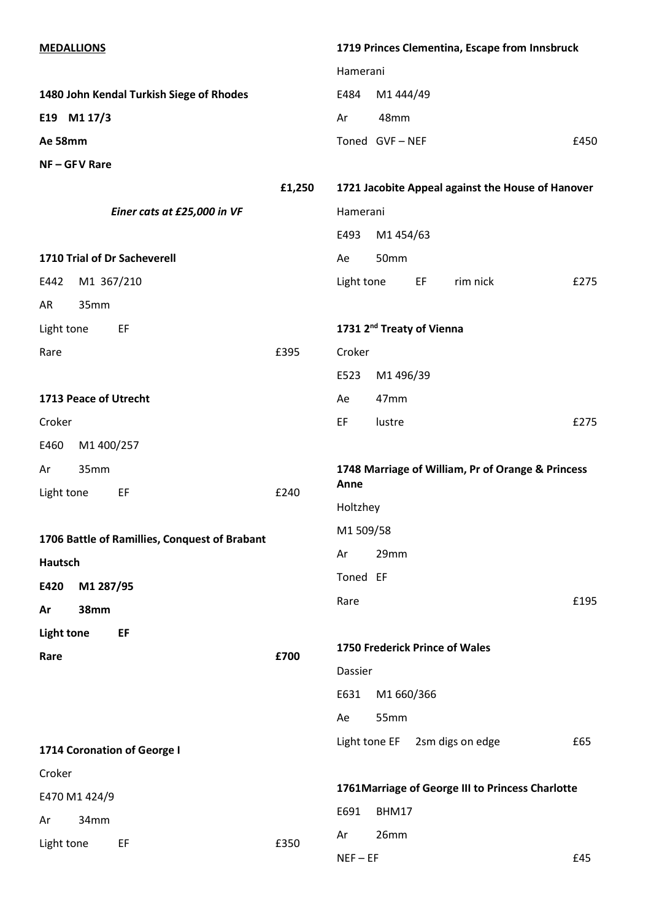**MEDALLIONS**

**1480 John Kendal Turkish Siege of Rhodes**

**E19 M1 17/3**

**Ae 58mm**

**NF – GFV Rare**

**£1,250**

***Einer cats at £25,000 in VF***

**1710 Trial of Dr Sacheverell**

E442 M1 367/210

AR 35mm

Light tone EF

Rare £395

**1713 Peace of Utrecht**

Croker

E460 M1 400/257

Ar 35mm

Light tone EF £240

**1706 Battle of Ramillies, Conquest of Brabant**

**Hautsch**

**E420 M1 287/95**

**Ar 38mm**

**Light tone EF**

**Rare £700**

**1714 Coronation of George I**

Croker

E470 M1 424/9

Ar 34mm

Light tone EF £350

**1719 Princes Clementina, Escape from Innsbruck**

Hamerani

E484 M1 444/49

Ar 48mm

Toned GVF – NEF £450

**1721 Jacobite Appeal against the House of Hanover**

Hamerani

E493 M1 454/63

Ae 50mm

Light tone EF rim nick £275

**1731 2nd Treaty of Vienna**

Croker

E523 M1 496/39

Ae 47mm

EF lustre £275

**1748 Marriage of William, Pr of Orange & Princess Anne**

Holtzhey

M1 509/58

Ar 29mm

Toned EF

Rare £195

**1750 Frederick Prince of Wales**

Dassier

E631 M1 660/366

Ae 55mm

Light tone EF 2sm digs on edge £65

**1761Marriage of George III to Princess Charlotte**

E691 BHM17

Ar 26mm

NEF – EF £45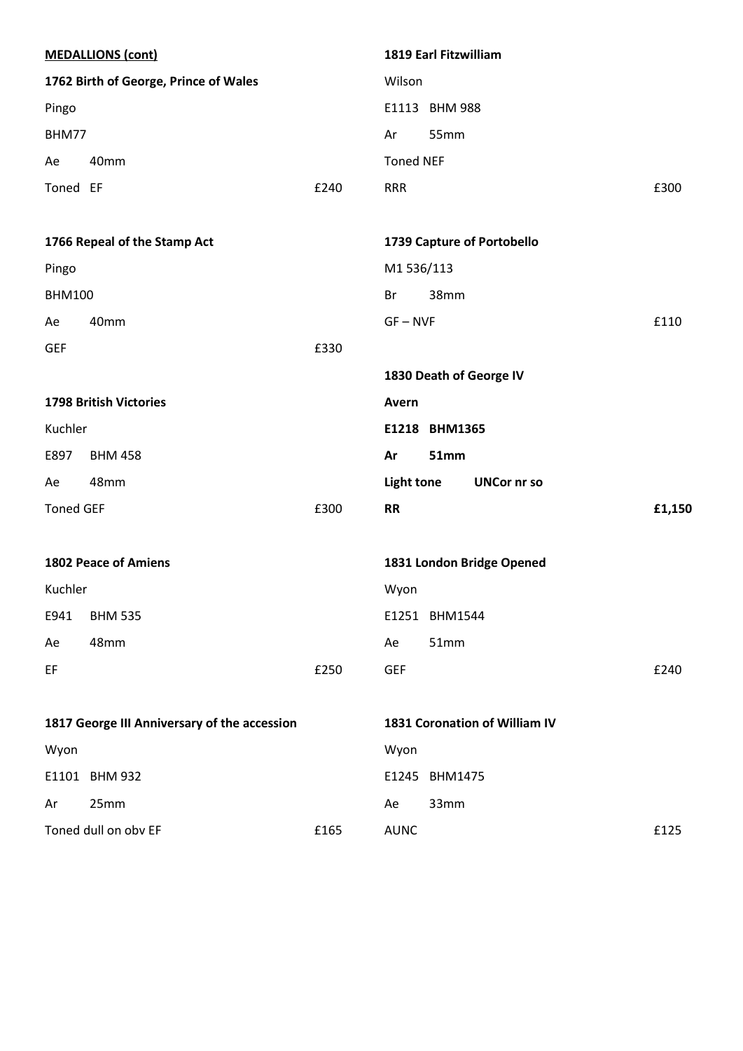**MEDALLIONS (cont)**

**1762 Birth of George, Prince of Wales**

Pingo

BHM77

Ae 40mm

Toned EF £240

**1766 Repeal of the Stamp Act**

Pingo

BHM100

Ae 40mm

GEF £330

**1798 British Victories**

Kuchler

E897 BHM 458

Ae 48mm

Toned GEF £300

**1802 Peace of Amiens**

Kuchler

E941 BHM 535

Ae 48mm

EF £250

**1817 George III Anniversary of the accession**

Wyon

E1101 BHM 932

Ar 25mm

Toned dull on obv EF £165

**1819 Earl Fitzwilliam**

Wilson

E1113 BHM 988

Ar 55mm

Toned NEF

RRR £300

**1739 Capture of Portobello**

M1 536/113

Br 38mm

GF – NVF £110

**1830 Death of George IV**

**Avern**

**E1218 BHM1365**

**Ar 51mm**

**Light tone UNCor nr so**

**RR £1,150**

**1831 London Bridge Opened**

Wyon

E1251 BHM1544

Ae 51mm

GEF £240

**1831 Coronation of William IV**

Wyon

E1245 BHM1475

Ae 33mm

AUNC £125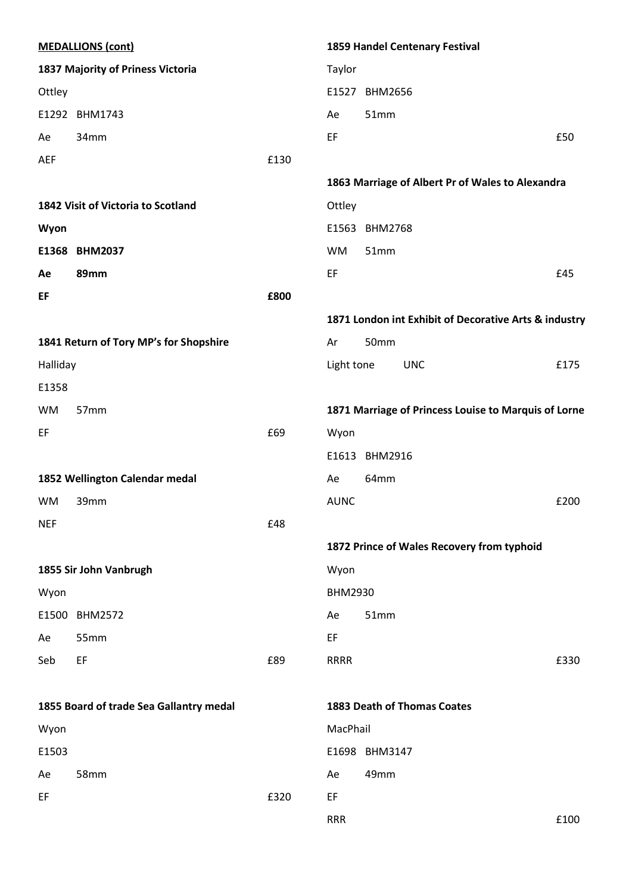**MEDALLIONS (cont)**

**1837 Majority of Priness Victoria**

Ottley

E1292 BHM1743

Ae 34mm

AEF £130

**1842 Visit of Victoria to Scotland**

**Wyon**

**E1368 BHM2037**

**Ae 89mm**

**EF £800**

**1841 Return of Tory MP's for Shopshire**

Halliday

E1358

WM 57mm

EF £69

**1852 Wellington Calendar medal**

WM 39mm

NEF £48

**1855 Sir John Vanbrugh**

Wyon

E1500 BHM2572

Ae 55mm

Seb EF £89

**1855 Board of trade Sea Gallantry medal**

Wyon

E1503

Ae 58mm

EF £320

**1859 Handel Centenary Festival**

Taylor

E1527 BHM2656

Ae 51mm

EF £50

**1863 Marriage of Albert Pr of Wales to Alexandra**

Ottley

E1563 BHM2768

WM 51mm

EF £45

**1871 London int Exhibit of Decorative Arts & industry**

Ar 50mm

Light tone UNC £175

**1871 Marriage of Princess Louise to Marquis of Lorne**

Wyon

E1613 BHM2916

Ae 64mm

AUNC £200

**1872 Prince of Wales Recovery from typhoid**

Wyon

BHM2930

Ae 51mm

EF

RRRR £330

**1883 Death of Thomas Coates**

MacPhail

E1698 BHM3147

Ae 49mm

EF

RRR £100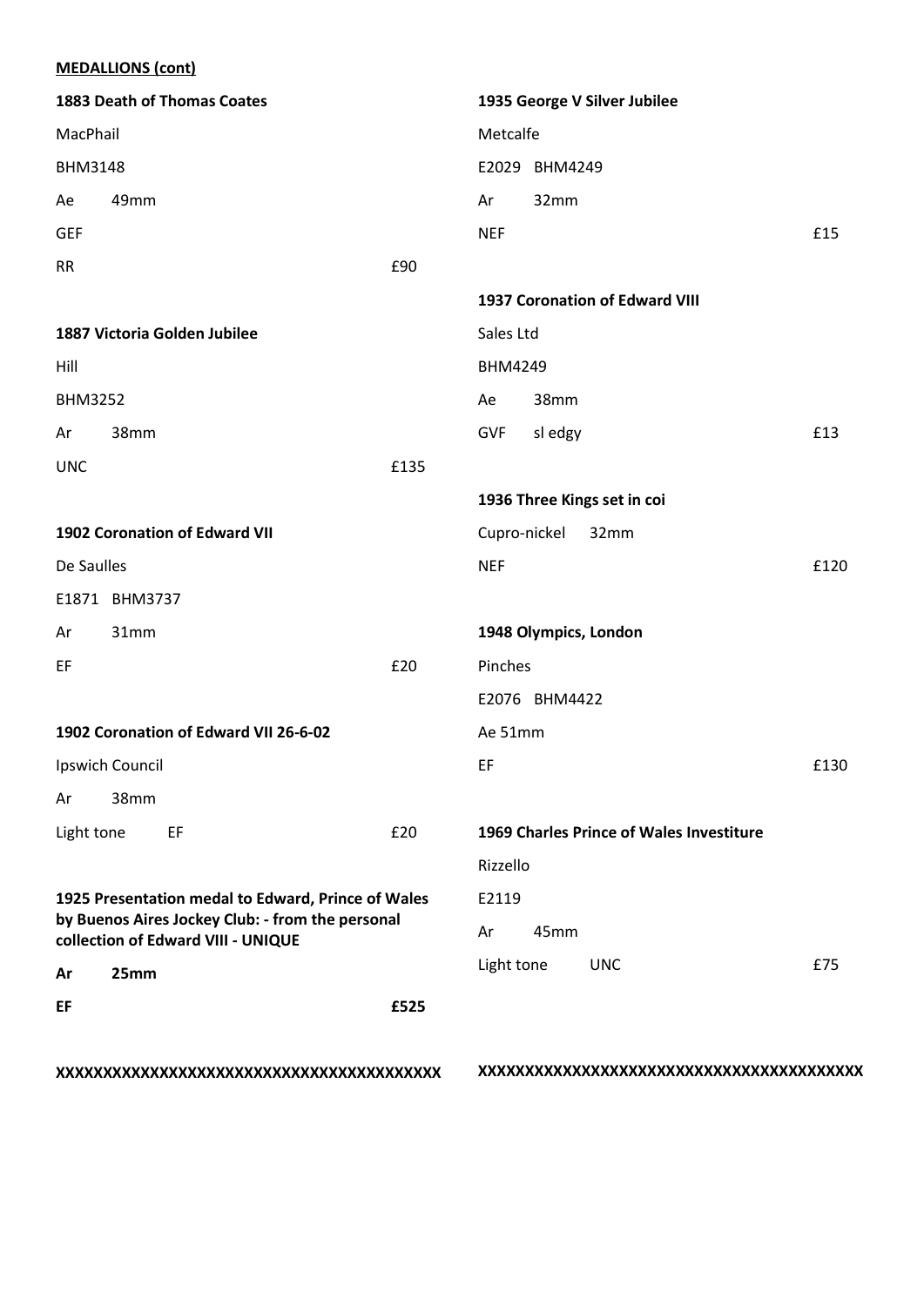**MEDALLIONS (cont)**

**1883 Death of Thomas Coates**

MacPhail

BHM3148

Ae 49mm

GEF

RR £90

**1887 Victoria Golden Jubilee**

Hill

BHM3252

Ar 38mm

UNC £135

**1902 Coronation of Edward VII**

De Saulles

E1871 BHM3737

Ar 31mm

EF £20

**1902 Coronation of Edward VII 26-6-02**

Ipswich Council

Ar 38mm

Light tone EF £20

**1925 Presentation medal to Edward, Prince of Wales by Buenos Aires Jockey Club: - from the personal collection of Edward VIII - UNIQUE**

**Ar 25mm**

**EF £525**

**XXXXXXXXXXXXXXXXXXXXXXXXXXXXXXXXXXXXXXXXXX**

**1935 George V Silver Jubilee**

Metcalfe

E2029 BHM4249

Ar 32mm

NEF £15

**1937 Coronation of Edward VIII**

Sales Ltd

BHM4249

Ae 38mm

GVF sl edgy £13

**1936 Three Kings set in coi**

Cupro-nickel 32mm

NEF £120

**1948 Olympics, London**

Pinches

E2076 BHM4422

Ae 51mm

EF £130

**1969 Charles Prince of Wales Investiture**

Rizzello

E2119

Ar 45mm

Light tone UNC £75

**XXXXXXXXXXXXXXXXXXXXXXXXXXXXXXXXXXXXXXXXXX**